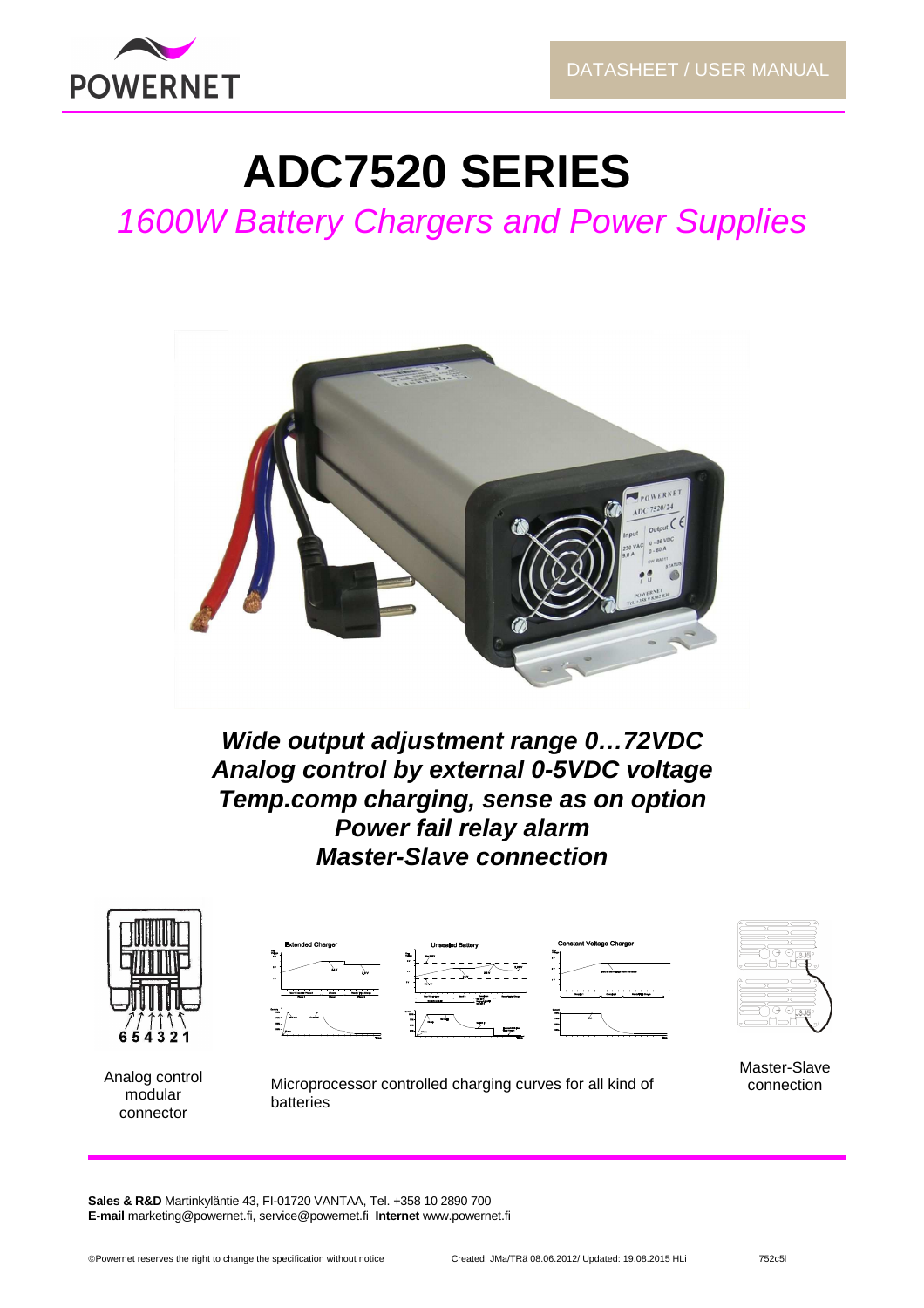DATASHEET / USER MANUAL

# ADC7520 SERIES

## *1600W Battery Chargers and Power Supplies*

***Wide output adjustment range 0…72VDC***
***Analog control by external 0-5VDC voltage***
***Temp.comp charging, sense as on option***
***Power fail relay alarm***
***Master-Slave connection***

Analog control modular connector

Microprocessor controlled charging curves for all kind of batteries

Master-Slave connection

**Sales & R&D** Martinkyläntie 43, FI-01720 VANTAA, Tel. +358 10 2890 700
**E-mail** marketing@powernet.fi, service@powernet.fi **Internet** www.powernet.fi

©Powernet reserves the right to change the specification without notice    Created: JMa/TRä 08.06.2012/ Updated: 19.08.2015 HLi    752c5l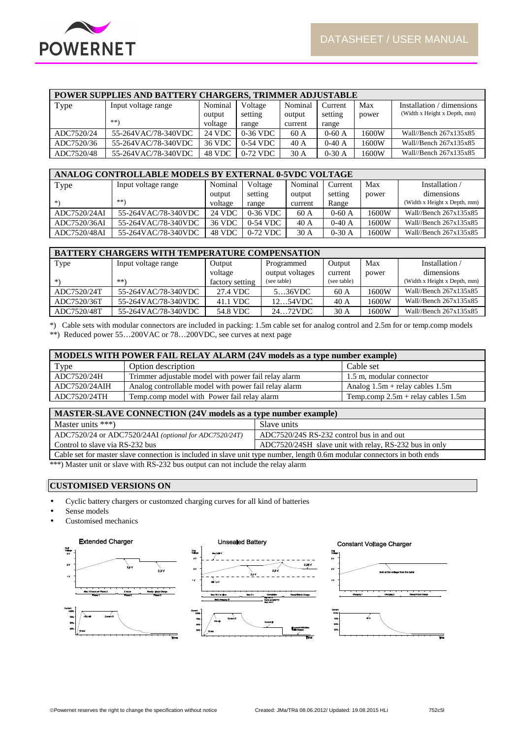| POWER SUPPLIES AND BATTERY CHARGERS, TRIMMER ADJUSTABLE | | | | | | | |
|---|---|---|---|---|---|---|---|
| Type | Input voltage range<br>**) | Nominal output voltage | Voltage setting range | Nominal output current | Current setting range | Max power | Installation / dimensions (Width x Height x Depth, mm) |
| ADC7520/24 | 55-264VAC/78-340VDC | 24 VDC | 0-36 VDC | 60 A | 0-60 A | 1600W | Wall//Bench 267x135x85 |
| ADC7520/36 | 55-264VAC/78-340VDC | 36 VDC | 0-54 VDC | 40 A | 0-40 A | 1600W | Wall//Bench 267x135x85 |
| ADC7520/48 | 55-264VAC/78-340VDC | 48 VDC | 0-72 VDC | 30 A | 0-30 A | 1600W | Wall//Bench 267x135x85 |

| ANALOG CONTROLLABLE MODELS BY EXTERNAL 0-5VDC VOLTAGE | | | | | | | |
|---|---|---|---|---|---|---|---|
| Type<br>*) | Input voltage range<br>**) | Nominal output voltage | Voltage setting range | Nominal output current | Current setting Range | Max power | Installation / dimensions (Width x Height x Depth, mm) |
| ADC7520/24AI | 55-264VAC/78-340VDC | 24 VDC | 0-36 VDC | 60 A | 0-60 A | 1600W | Wall//Bench 267x135x85 |
| ADC7520/36AI | 55-264VAC/78-340VDC | 36 VDC | 0-54 VDC | 40 A | 0-40 A | 1600W | Wall//Bench 267x135x85 |
| ADC7520/48AI | 55-264VAC/78-340VDC | 48 VDC | 0-72 VDC | 30 A | 0-30 A | 1600W | Wall//Bench 267x135x85 |

| BATTERY CHARGERS WITH TEMPERATURE COMPENSATION | | | | | | |
|---|---|---|---|---|---|---|
| Type<br>*) | Input voltage range<br>**) | Output voltage factory setting | Programmed output voltages (see table) | Output current (see table) | Max power | Installation / dimensions (Width x Height x Depth, mm) |
| ADC7520/24T | 55-264VAC/78-340VDC | 27.4 VDC | 5…36VDC | 60 A | 1600W | Wall//Bench 267x135x85 |
| ADC7520/36T | 55-264VAC/78-340VDC | 41.1 VDC | 12…54VDC | 40 A | 1600W | Wall//Bench 267x135x85 |
| ADC7520/48T | 55-264VAC/78-340VDC | 54.8 VDC | 24…72VDC | 30 A | 1600W | Wall//Bench 267x135x85 |

*) Cable sets with modular connectors are included in packing: 1.5m cable set for analog control and 2.5m for or temp.comp models

**) Reduced power 55…200VAC or 78…200VDC, see curves at next page

| MODELS WITH POWER FAIL RELAY ALARM (24V models as a type number example) | | |
|---|---|---|
| Type | Option description | Cable set |
| ADC7520/24H | Trimmer adjustable model with power fail relay alarm | 1.5 m, modular connector |
| ADC7520/24AIH | Analog controllable model with power fail relay alarm | Analog 1.5m + relay cables 1.5m |
| ADC7520/24TH | Temp.comp model with Power fail relay alarm | Temp.comp 2.5m + relay cables 1.5m |

| MASTER-SLAVE CONNECTION (24V models as a type number example) | |
|---|---|
| Master units ***) | Slave units |
| ADC7520/24 or ADC7520/24AI *(optional for ADC7520/24T)* | ADC7520/24S RS-232 control bus in and out |
| Control to slave via RS-232 bus | ADC7520/24SH slave unit with relay, RS-232 bus in only |
| Cable set for master slave connection is included in slave unit type number, length 0.6m modular connectors in both ends | |

***) Master unit or slave with RS-232 bus output can not include the relay alarm

## CUSTOMISED VERSIONS ON

- Cyclic battery chargers or customzed charging curves for all kind of batteries
- Sense models
- Customised mechanics

Extended Charger

Unsealed Battery

Constant Voltage Charger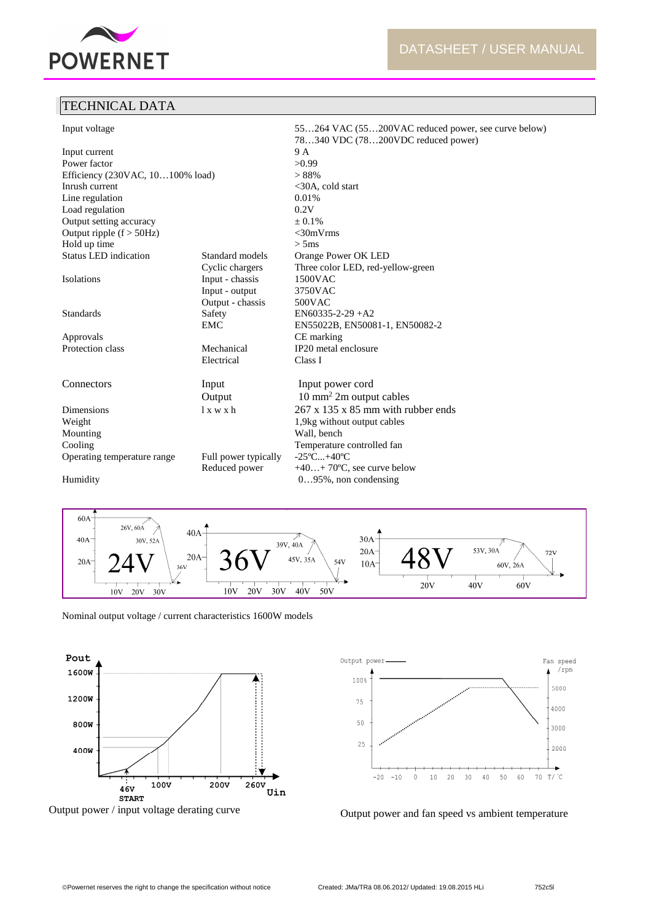## TECHNICAL DATA

| | | |
|---|---|---|
| Input voltage | | 55…264 VAC (55…200VAC reduced power, see curve below)<br>78…340 VDC (78…200VDC reduced power) |
| Input current | | 9 A |
| Power factor | | >0.99 |
| Efficiency (230VAC, 10…100% load) | | > 88% |
| Inrush current | | <30A, cold start |
| Line regulation | | 0.01% |
| Load regulation | | 0.2V |
| Output setting accuracy | | ± 0.1% |
| Output ripple (f > 50Hz) | | <30mVrms |
| Hold up time | | > 5ms |
| Status LED indication | Standard models | Orange Power OK LED |
| | Cyclic chargers | Three color LED, red-yellow-green |
| Isolations | Input - chassis | 1500VAC |
| | Input - output | 3750VAC |
| | Output - chassis | 500VAC |
| Standards | Safety | EN60335-2-29 +A2 |
| | EMC | EN55022B, EN50081-1, EN50082-2 |
| Approvals | | CE marking |
| Protection class | Mechanical | IP20 metal enclosure |
| | Electrical | Class I |
| Connectors | Input | Input power cord |
| | Output | 10 mm² 2m output cables |
| Dimensions | l x w x h | 267 x 135 x 85 mm with rubber ends |
| Weight | | 1,9kg without output cables |
| Mounting | | Wall, bench |
| Cooling | | Temperature controlled fan |
| Operating temperature range | Full power typically | -25ºC...+40ºC |
| | Reduced power | +40…+ 70ºC, see curve below |
| Humidity | | 0…95%, non condensing |

Nominal output voltage / current characteristics 1600W models

Output power / input voltage derating curve

Output power and fan speed vs ambient temperature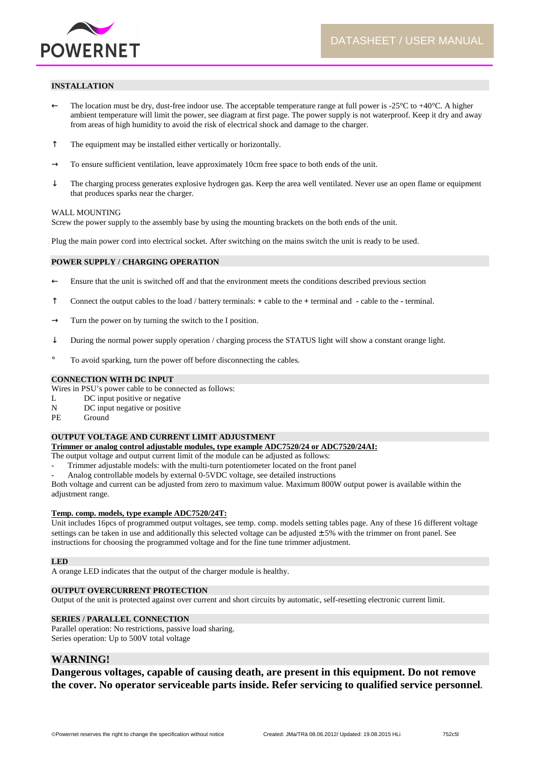## INSTALLATION

- ← The location must be dry, dust-free indoor use. The acceptable temperature range at full power is -25°C to +40°C. A higher ambient temperature will limit the power, see diagram at first page. The power supply is not waterproof. Keep it dry and away from areas of high humidity to avoid the risk of electrical shock and damage to the charger.
- ↑ The equipment may be installed either vertically or horizontally.
- → To ensure sufficient ventilation, leave approximately 10cm free space to both ends of the unit.
- ↓ The charging process generates explosive hydrogen gas. Keep the area well ventilated. Never use an open flame or equipment that produces sparks near the charger.

WALL MOUNTING
Screw the power supply to the assembly base by using the mounting brackets on the both ends of the unit.

Plug the main power cord into electrical socket. After switching on the mains switch the unit is ready to be used.

## POWER SUPPLY / CHARGING OPERATION

- ← Ensure that the unit is switched off and that the environment meets the conditions described previous section
- ↑ Connect the output cables to the load / battery terminals: **+** cable to the **+** terminal and **-** cable to the **-** terminal.
- → Turn the power on by turning the switch to the I position.
- ↓ During the normal power supply operation / charging process the STATUS light will show a constant orange light.
- ° To avoid sparking, turn the power off before disconnecting the cables.

## CONNECTION WITH DC INPUT

Wires in PSU's power cable to be connected as follows:

| | |
|---|---|
| L | DC input positive or negative |
| N | DC input negative or positive |
| PE | Ground |

## OUTPUT VOLTAGE AND CURRENT LIMIT ADJUSTMENT

**Trimmer or analog control adjustable modules, type example ADC7520/24 or ADC7520/24AI:**

The output voltage and output current limit of the module can be adjusted as follows:

- Trimmer adjustable models: with the multi-turn potentiometer located on the front panel
- Analog controllable models by external 0-5VDC voltage, see detailed instructions

Both voltage and current can be adjusted from zero to maximum value. Maximum 800W output power is available within the adjustment range.

**Temp. comp. models, type example ADC7520/24T:**

Unit includes 16pcs of programmed output voltages, see temp. comp. models setting tables page. Any of these 16 different voltage settings can be taken in use and additionally this selected voltage can be adjusted ±5% with the trimmer on front panel. See instructions for choosing the programmed voltage and for the fine tune trimmer adjustment.

## LED

A orange LED indicates that the output of the charger module is healthy.

## OUTPUT OVERCURRENT PROTECTION

Output of the unit is protected against over current and short circuits by automatic, self-resetting electronic current limit.

## SERIES / PARALLEL CONNECTION

Parallel operation: No restrictions, passive load sharing.
Series operation: Up to 500V total voltage

## WARNING!

**Dangerous voltages, capable of causing death, are present in this equipment. Do not remove the cover. No operator serviceable parts inside. Refer servicing to qualified service personnel.**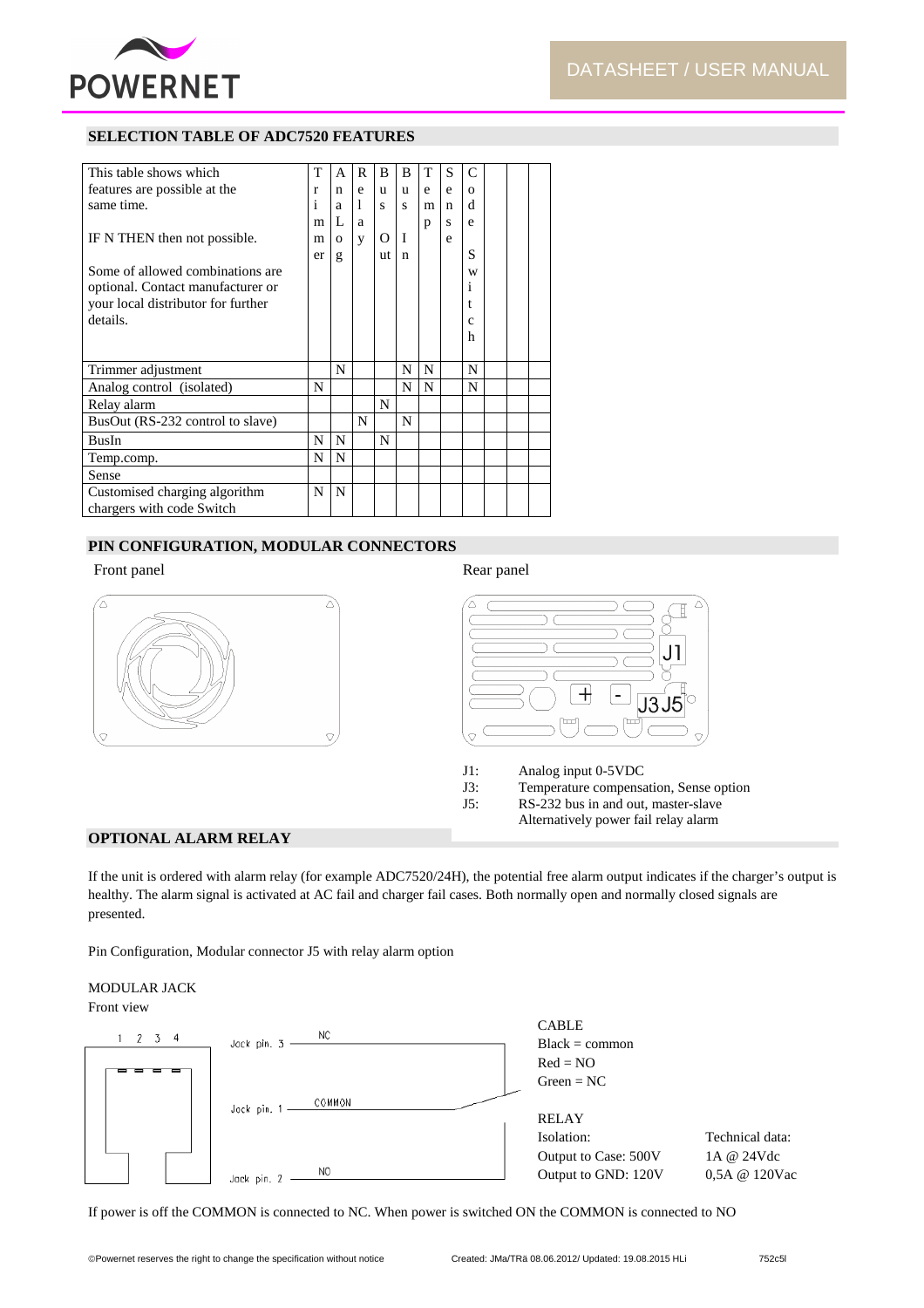## SELECTION TABLE OF ADC7520 FEATURES

| This table shows which features are possible at the same time. IF N THEN then not possible. Some of allowed combinations are optional. Contact manufacturer or your local distributor for further details. | Trimmer | AnaLog | Relay | Bus Out | Bus In | Temp | Sense | Code Switch | | | |
|---|---|---|---|---|---|---|---|---|---|---|---|
| Trimmer adjustment | | N | | | N | N | | N | | | |
| Analog control (isolated) | N | | | | N | N | | N | | | |
| Relay alarm | | | | N | | | | | | | |
| BusOut (RS-232 control to slave) | | | N | | N | | | | | | |
| BusIn | N | N | | N | | | | | | | |
| Temp.comp. | N | N | | | | | | | | | |
| Sense | | | | | | | | | | | |
| Customised charging algorithm chargers with code Switch | N | N | | | | | | | | | |

## PIN CONFIGURATION, MODULAR CONNECTORS

Front panel

Rear panel

J1: Analog input 0-5VDC
J3: Temperature compensation, Sense option
J5: RS-232 bus in and out, master-slave
Alternatively power fail relay alarm

## OPTIONAL ALARM RELAY

If the unit is ordered with alarm relay (for example ADC7520/24H), the potential free alarm output indicates if the charger's output is healthy. The alarm signal is activated at AC fail and charger fail cases. Both normally open and normally closed signals are presented.

Pin Configuration, Modular connector J5 with relay alarm option

MODULAR JACK
Front view

1 2 3 4

Jack pin. 3 — NC
Jack pin. 1 — COMMON
Jack pin. 2 — NO

CABLE
Black = common
Red = NO
Green = NC

RELAY

| Isolation: | Technical data: |
|---|---|
| Output to Case: 500V | 1A @ 24Vdc |
| Output to GND: 120V | 0,5A @ 120Vac |

If power is off the COMMON is connected to NC. When power is switched ON the COMMON is connected to NO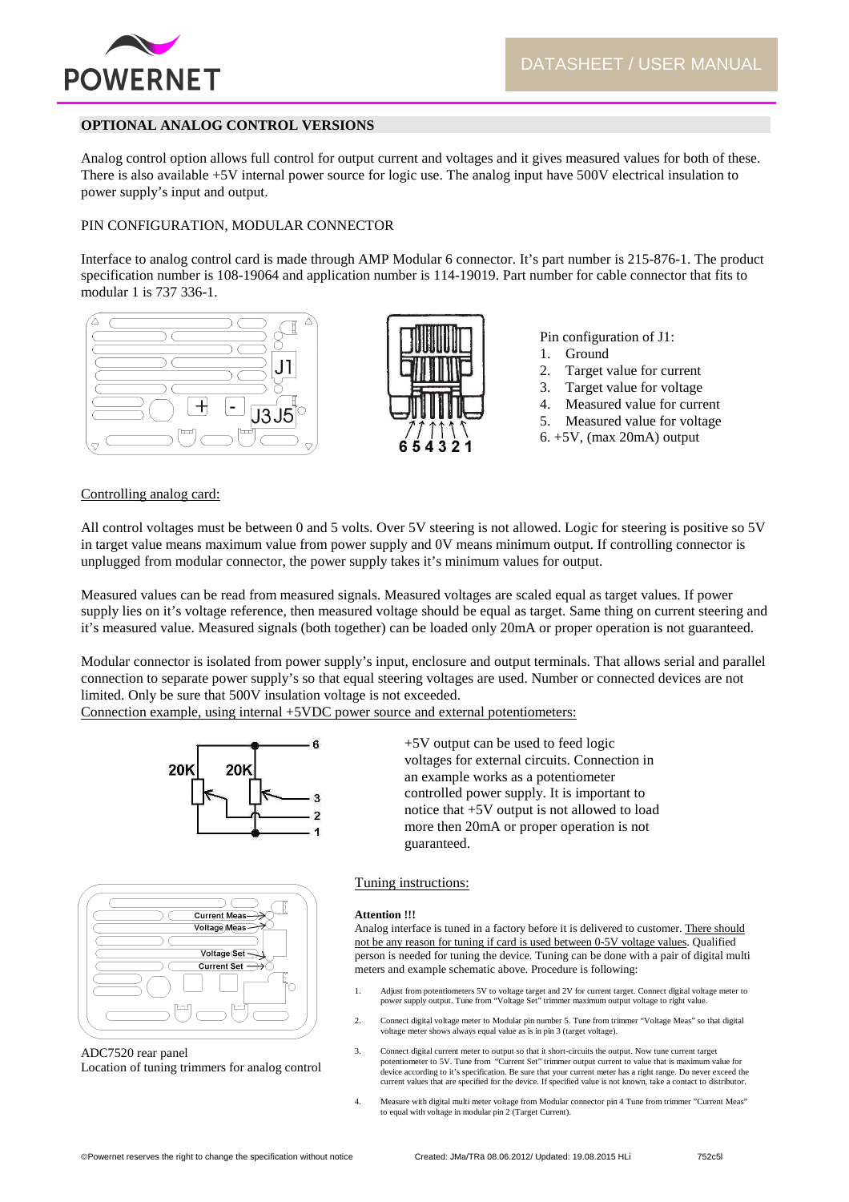## OPTIONAL ANALOG CONTROL VERSIONS

Analog control option allows full control for output current and voltages and it gives measured values for both of these. There is also available +5V internal power source for logic use. The analog input have 500V electrical insulation to power supply's input and output.

PIN CONFIGURATION, MODULAR CONNECTOR

Interface to analog control card is made through AMP Modular 6 connector. It's part number is 215-876-1. The product specification number is 108-19064 and application number is 114-19019. Part number for cable connector that fits to modular 1 is 737 336-1.

Pin configuration of J1:

1. Ground
2. Target value for current
3. Target value for voltage
4. Measured value for current
5. Measured value for voltage
6. +5V, (max 20mA) output

Controlling analog card:

All control voltages must be between 0 and 5 volts. Over 5V steering is not allowed. Logic for steering is positive so 5V in target value means maximum value from power supply and 0V means minimum output. If controlling connector is unplugged from modular connector, the power supply takes it's minimum values for output.

Measured values can be read from measured signals. Measured voltages are scaled equal as target values. If power supply lies on it's voltage reference, then measured voltage should be equal as target. Same thing on current steering and it's measured value. Measured signals (both together) can be loaded only 20mA or proper operation is not guaranteed.

Modular connector is isolated from power supply's input, enclosure and output terminals. That allows serial and parallel connection to separate power supply's so that equal steering voltages are used. Number or connected devices are not limited. Only be sure that 500V insulation voltage is not exceeded.

Connection example, using internal +5VDC power source and external potentiometers:

+5V output can be used to feed logic voltages for external circuits. Connection in an example works as a potentiometer controlled power supply. It is important to notice that +5V output is not allowed to load more then 20mA or proper operation is not guaranteed.

ADC7520 rear panel
Location of tuning trimmers for analog control

Tuning instructions:

**Attention !!!**

Analog interface is tuned in a factory before it is delivered to customer. There should not be any reason for tuning if card is used between 0-5V voltage values. Qualified person is needed for tuning the device. Tuning can be done with a pair of digital multi meters and example schematic above. Procedure is following:

1. Adjust from potentiometers 5V to voltage target and 2V for current target. Connect digital voltage meter to power supply output. Tune from "Voltage Set" trimmer maximum output voltage to right value.
2. Connect digital voltage meter to Modular pin number 5. Tune from trimmer "Voltage Meas" so that digital voltage meter shows always equal value as is in pin 3 (target voltage).
3. Connect digital current meter to output so that it short-circuits the output. Now tune current target potentiometer to 5V. Tune from "Current Set" trimmer output current to value that is maximum value for device according to it's specification. Be sure that your current meter has a right range. Do never exceed the current values that are specified for the device. If specified value is not known, take a contact to distributor.
4. Measure with digital multi meter voltage from Modular connector pin 4 Tune from trimmer "Current Meas" to equal with voltage in modular pin 2 (Target Current).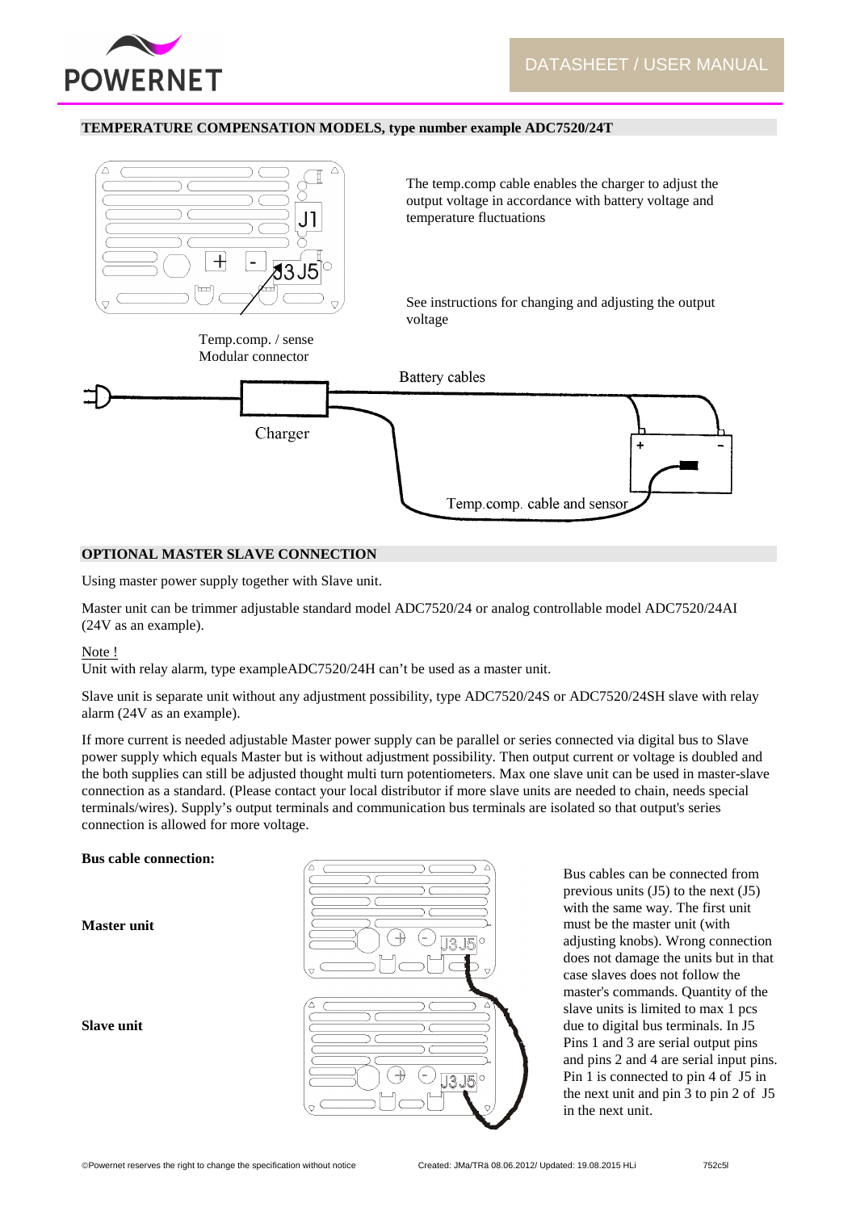## TEMPERATURE COMPENSATION MODELS, type number example ADC7520/24T

The temp.comp cable enables the charger to adjust the output voltage in accordance with battery voltage and temperature fluctuations

See instructions for changing and adjusting the output voltage

Temp.comp. / sense Modular connector

Battery cables

Charger

Temp.comp. cable and sensor

## OPTIONAL MASTER SLAVE CONNECTION

Using master power supply together with Slave unit.

Master unit can be trimmer adjustable standard model ADC7520/24 or analog controllable model ADC7520/24AI (24V as an example).

Note !
Unit with relay alarm, type exampleADC7520/24H can't be used as a master unit.

Slave unit is separate unit without any adjustment possibility, type ADC7520/24S or ADC7520/24SH slave with relay alarm (24V as an example).

If more current is needed adjustable Master power supply can be parallel or series connected via digital bus to Slave power supply which equals Master but is without adjustment possibility. Then output current or voltage is doubled and the both supplies can still be adjusted thought multi turn potentiometers. Max one slave unit can be used in master-slave connection as a standard. (Please contact your local distributor if more slave units are needed to chain, needs special terminals/wires). Supply's output terminals and communication bus terminals are isolated so that output's series connection is allowed for more voltage.

**Bus cable connection:**

**Master unit**

**Slave unit**

Bus cables can be connected from previous units (J5) to the next (J5) with the same way. The first unit must be the master unit (with adjusting knobs). Wrong connection does not damage the units but in that case slaves does not follow the master's commands. Quantity of the slave units is limited to max 1 pcs due to digital bus terminals. In J5 Pins 1 and 3 are serial output pins and pins 2 and 4 are serial input pins. Pin 1 is connected to pin 4 of J5 in the next unit and pin 3 to pin 2 of J5 in the next unit.

©Powernet reserves the right to change the specification without notice Created: JMa/TRä 08.06.2012/ Updated: 19.08.2015 HLi 752c5l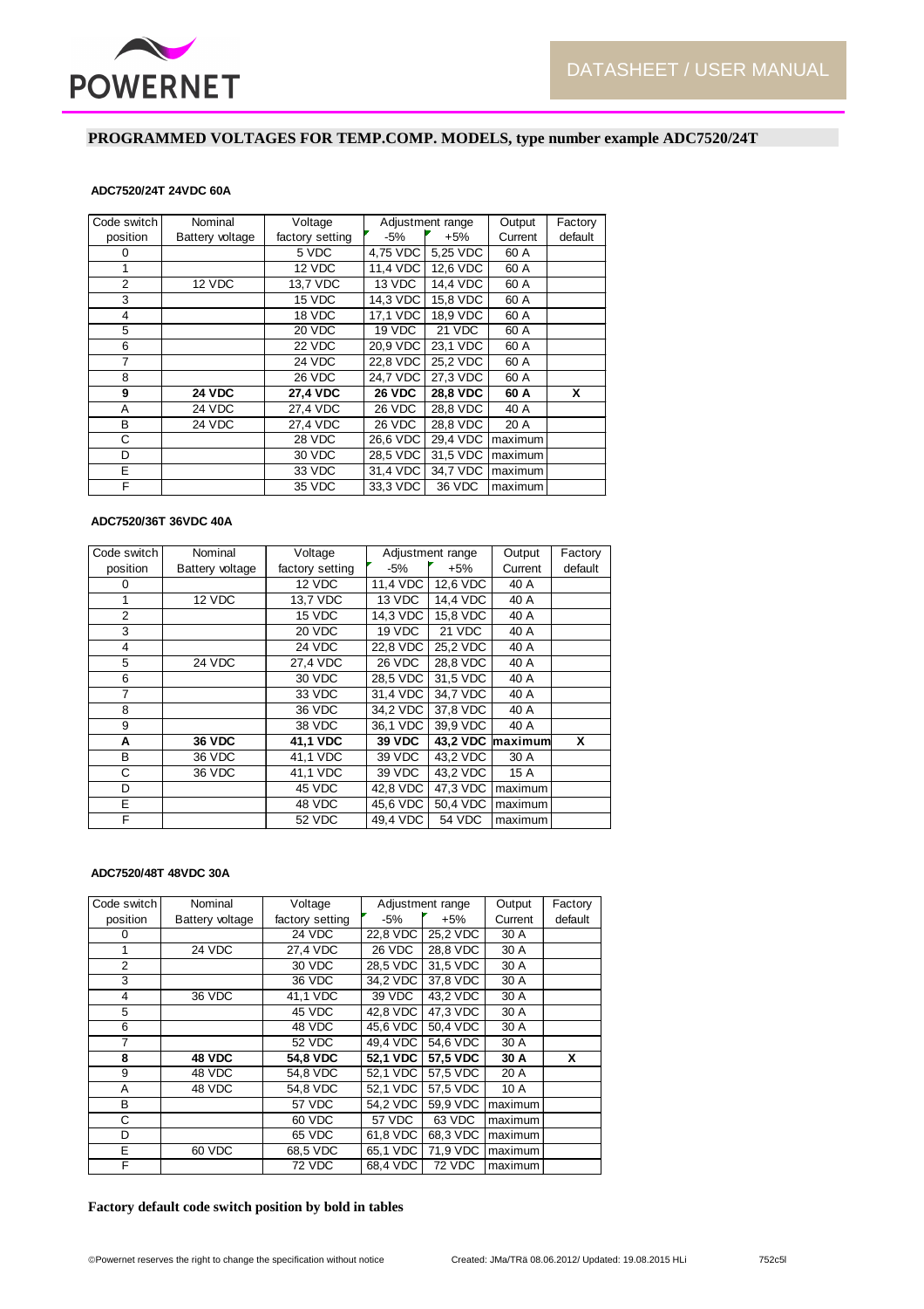## PROGRAMMED VOLTAGES FOR TEMP.COMP. MODELS, type number example ADC7520/24T

### ADC7520/24T 24VDC 60A

| Code switch position | Nominal Battery voltage | Voltage factory setting | Adjustment range -5% | +5% | Output Current | Factory default |
|---|---|---|---|---|---|---|
| 0 | | 5 VDC | 4,75 VDC | 5,25 VDC | 60 A | |
| 1 | | 12 VDC | 11,4 VDC | 12,6 VDC | 60 A | |
| 2 | 12 VDC | 13,7 VDC | 13 VDC | 14,4 VDC | 60 A | |
| 3 | | 15 VDC | 14,3 VDC | 15,8 VDC | 60 A | |
| 4 | | 18 VDC | 17,1 VDC | 18,9 VDC | 60 A | |
| 5 | | 20 VDC | 19 VDC | 21 VDC | 60 A | |
| 6 | | 22 VDC | 20,9 VDC | 23,1 VDC | 60 A | |
| 7 | | 24 VDC | 22,8 VDC | 25,2 VDC | 60 A | |
| 8 | | 26 VDC | 24,7 VDC | 27,3 VDC | 60 A | |
| **9** | **24 VDC** | **27,4 VDC** | **26 VDC** | **28,8 VDC** | **60 A** | **X** |
| A | 24 VDC | 27,4 VDC | 26 VDC | 28,8 VDC | 40 A | |
| B | 24 VDC | 27,4 VDC | 26 VDC | 28,8 VDC | 20 A | |
| C | | 28 VDC | 26,6 VDC | 29,4 VDC | maximum | |
| D | | 30 VDC | 28,5 VDC | 31,5 VDC | maximum | |
| E | | 33 VDC | 31,4 VDC | 34,7 VDC | maximum | |
| F | | 35 VDC | 33,3 VDC | 36 VDC | maximum | |

### ADC7520/36T 36VDC 40A

| Code switch position | Nominal Battery voltage | Voltage factory setting | Adjustment range -5% | +5% | Output Current | Factory default |
|---|---|---|---|---|---|---|
| 0 | | 12 VDC | 11,4 VDC | 12,6 VDC | 40 A | |
| 1 | 12 VDC | 13,7 VDC | 13 VDC | 14,4 VDC | 40 A | |
| 2 | | 15 VDC | 14,3 VDC | 15,8 VDC | 40 A | |
| 3 | | 20 VDC | 19 VDC | 21 VDC | 40 A | |
| 4 | | 24 VDC | 22,8 VDC | 25,2 VDC | 40 A | |
| 5 | 24 VDC | 27,4 VDC | 26 VDC | 28,8 VDC | 40 A | |
| 6 | | 30 VDC | 28,5 VDC | 31,5 VDC | 40 A | |
| 7 | | 33 VDC | 31,4 VDC | 34,7 VDC | 40 A | |
| 8 | | 36 VDC | 34,2 VDC | 37,8 VDC | 40 A | |
| 9 | | 38 VDC | 36,1 VDC | 39,9 VDC | 40 A | |
| **A** | **36 VDC** | **41,1 VDC** | **39 VDC** | **43,2 VDC** | **maximum** | **X** |
| B | 36 VDC | 41,1 VDC | 39 VDC | 43,2 VDC | 30 A | |
| C | 36 VDC | 41,1 VDC | 39 VDC | 43,2 VDC | 15 A | |
| D | | 45 VDC | 42,8 VDC | 47,3 VDC | maximum | |
| E | | 48 VDC | 45,6 VDC | 50,4 VDC | maximum | |
| F | | 52 VDC | 49,4 VDC | 54 VDC | maximum | |

### ADC7520/48T 48VDC 30A

| Code switch position | Nominal Battery voltage | Voltage factory setting | Adjustment range -5% | +5% | Output Current | Factory default |
|---|---|---|---|---|---|---|
| 0 | | 24 VDC | 22,8 VDC | 25,2 VDC | 30 A | |
| 1 | 24 VDC | 27,4 VDC | 26 VDC | 28,8 VDC | 30 A | |
| 2 | | 30 VDC | 28,5 VDC | 31,5 VDC | 30 A | |
| 3 | | 36 VDC | 34,2 VDC | 37,8 VDC | 30 A | |
| 4 | 36 VDC | 41,1 VDC | 39 VDC | 43,2 VDC | 30 A | |
| 5 | | 45 VDC | 42,8 VDC | 47,3 VDC | 30 A | |
| 6 | | 48 VDC | 45,6 VDC | 50,4 VDC | 30 A | |
| 7 | | 52 VDC | 49,4 VDC | 54,6 VDC | 30 A | |
| **8** | **48 VDC** | **54,8 VDC** | **52,1 VDC** | **57,5 VDC** | **30 A** | **X** |
| 9 | 48 VDC | 54,8 VDC | 52,1 VDC | 57,5 VDC | 20 A | |
| A | 48 VDC | 54,8 VDC | 52,1 VDC | 57,5 VDC | 10 A | |
| B | | 57 VDC | 54,2 VDC | 59,9 VDC | maximum | |
| C | | 60 VDC | 57 VDC | 63 VDC | maximum | |
| D | | 65 VDC | 61,8 VDC | 68,3 VDC | maximum | |
| E | 60 VDC | 68,5 VDC | 65,1 VDC | 71,9 VDC | maximum | |
| F | | 72 VDC | 68,4 VDC | 72 VDC | maximum | |

**Factory default code switch position by bold in tables**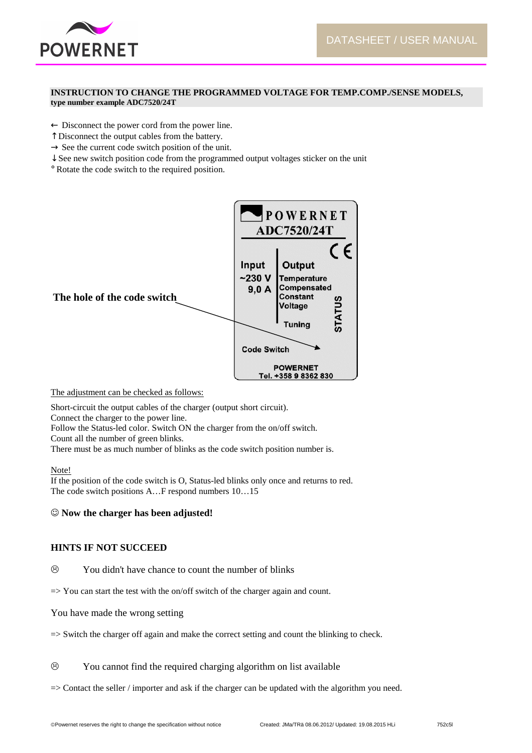**INSTRUCTION TO CHANGE THE PROGRAMMED VOLTAGE FOR TEMP.COMP./SENSE MODELS,**
**type number example ADC7520/24T**

← Disconnect the power cord from the power line.
↑ Disconnect the output cables from the battery.
→ See the current code switch position of the unit.
↓ See new switch position code from the programmed output voltages sticker on the unit
° Rotate the code switch to the required position.

**The hole of the code switch**

POWERNET
ADC7520/24T
CE
Input ~230 V 9,0 A
Output Temperature Compensated Constant Voltage
Tuning
STATUS
Code Switch
POWERNET
Tel. +358 9 8362 830

The adjustment can be checked as follows:

Short-circuit the output cables of the charger (output short circuit).
Connect the charger to the power line.
Follow the Status-led color. Switch ON the charger from the on/off switch.
Count all the number of green blinks.
There must be as much number of blinks as the code switch position number is.

Note!
If the position of the code switch is O, Status-led blinks only once and returns to red.
The code switch positions A…F respond numbers 10…15

☺ **Now the charger has been adjusted!**

## HINTS IF NOT SUCCEED

☹ You didn't have chance to count the number of blinks

=> You can start the test with the on/off switch of the charger again and count.

You have made the wrong setting

=> Switch the charger off again and make the correct setting and count the blinking to check.

☹ You cannot find the required charging algorithm on list available

=> Contact the seller / importer and ask if the charger can be updated with the algorithm you need.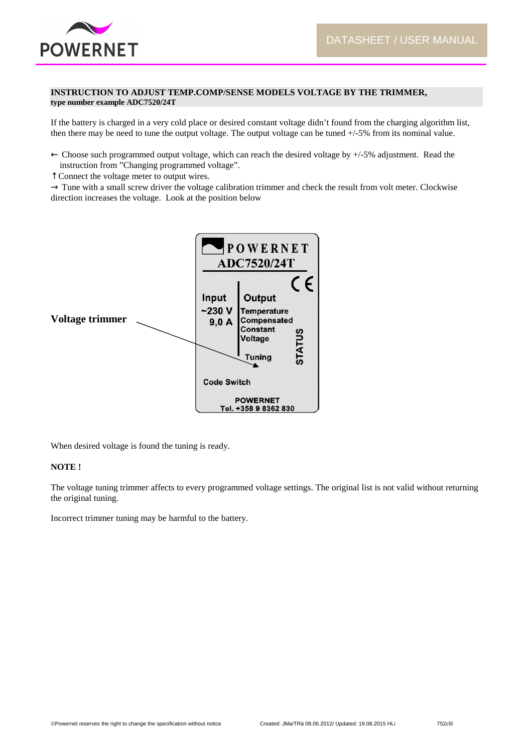**INSTRUCTION TO ADJUST TEMP.COMP/SENSE MODELS VOLTAGE BY THE TRIMMER,**
**type number example ADC7520/24T**

If the battery is charged in a very cold place or desired constant voltage didn't found from the charging algorithm list, then there may be need to tune the output voltage. The output voltage can be tuned +/-5% from its nominal value.

← Choose such programmed output voltage, which can reach the desired voltage by +/-5% adjustment. Read the instruction from "Changing programmed voltage".
↑ Connect the voltage meter to output wires.
→ Tune with a small screw driver the voltage calibration trimmer and check the result from volt meter. Clockwise direction increases the voltage. Look at the position below

**Voltage trimmer**

POWERNET
ADC7520/24T
CE
Input
~230 V
9,0 A
Output
Temperature
Compensated
Constant
Voltage
Tuning
STATUS
Code Switch
POWERNET
Tel. +358 9 8362 830

When desired voltage is found the tuning is ready.

**NOTE !**

The voltage tuning trimmer affects to every programmed voltage settings. The original list is not valid without returning the original tuning.

Incorrect trimmer tuning may be harmful to the battery.